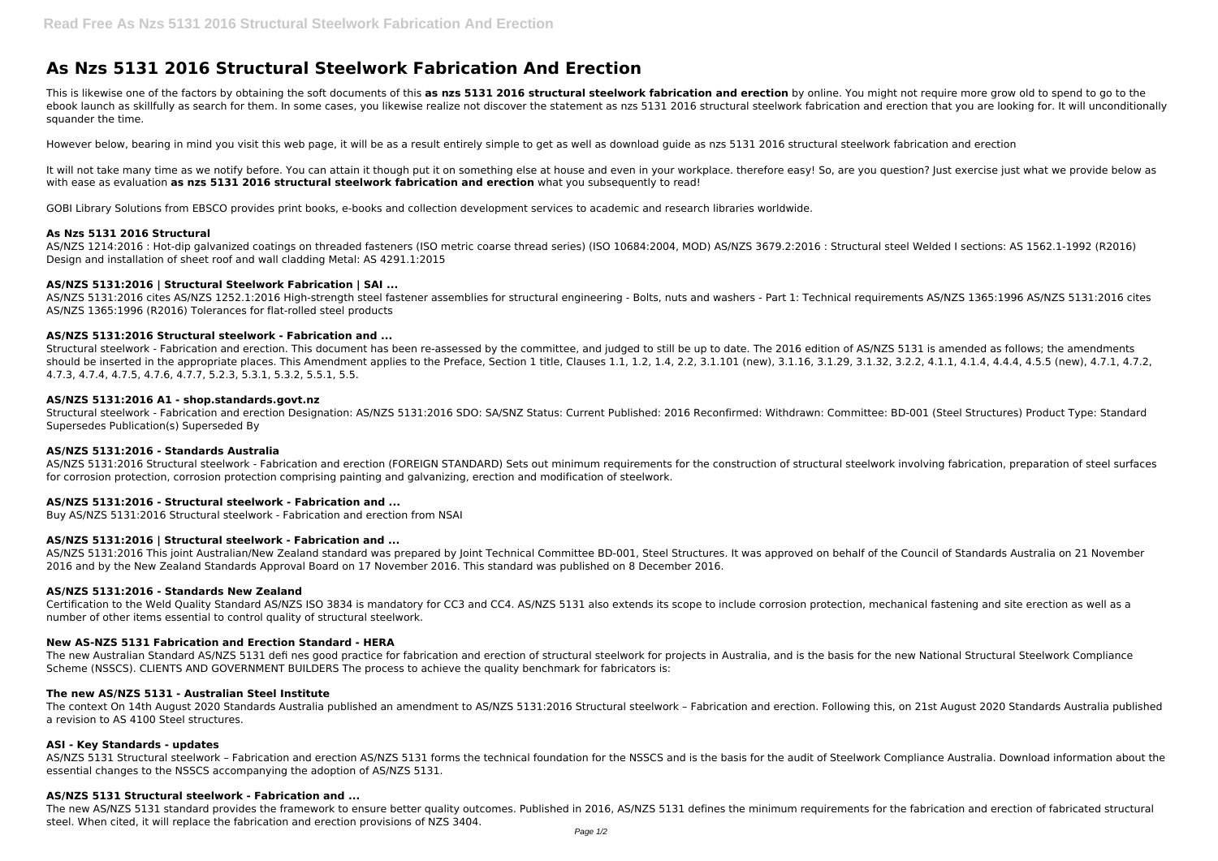# As Nzs 5131 2016 Structural Steelwork Fabrication And Erection

This is likewise one of the factors by obtaining the soft documents of this **as nzs 5131 2016 structural steelwork fabrication and erection** by online. You might not require more grow old to spend to go to the ebook launch as skillfully as search for them. In some cases, you likewise realize not discover the statement as nzs 5131 2016 structural steelwork fabrication and erection that you are looking for. It will unconditionally squander the time.

However below, bearing in mind you visit this web page, it will be as a result entirely simple to get as well as download guide as nzs 5131 2016 structural steelwork fabrication and erection

It will not take many time as we notify before. You can attain it though put it on something else at house and even in your workplace. therefore easy! So, are you question? Just exercise just what we provide below as with ease as evaluation **as nzs 5131 2016 structural steelwork fabrication and erection** what you subsequently to read!

GOBI Library Solutions from EBSCO provides print books, e-books and collection development services to academic and research libraries worldwide.

### As Nzs 5131 2016 Structural

AS/NZS 1214:2016 : Hot-dip galvanized coatings on threaded fasteners (ISO metric coarse thread series) (ISO 10684:2004, MOD) AS/NZS 3679.2:2016 : Structural steel Welded I sections: AS 1562.1-1992 (R2016) Design and installation of sheet roof and wall cladding Metal: AS 4291.1:2015

### AS/NZS 5131:2016 | Structural Steelwork Fabrication | SAI ...

AS/NZS 5131:2016 cites AS/NZS 1252.1:2016 High-strength steel fastener assemblies for structural engineering - Bolts, nuts and washers - Part 1: Technical requirements AS/NZS 1365:1996 AS/NZS 5131:2016 cites AS/NZS 1365:1996 (R2016) Tolerances for flat-rolled steel products

### AS/NZS 5131:2016 Structural steelwork - Fabrication and ...

Structural steelwork - Fabrication and erection. This document has been re-assessed by the committee, and judged to still be up to date. The 2016 edition of AS/NZS 5131 is amended as follows; the amendments should be inserted in the appropriate places. This Amendment applies to the Preface, Section 1 title, Clauses 1.1, 1.2, 1.4, 2.2, 3.1.101 (new), 3.1.16, 3.1.29, 3.1.32, 3.2.2, 4.1.1, 4.1.4, 4.4.4, 4.5.5 (new), 4.7.1, 4.7.2, 4.7.3, 4.7.4, 4.7.5, 4.7.6, 4.7.7, 5.2.3, 5.3.1, 5.3.2, 5.5.1, 5.5.

### AS/NZS 5131:2016 A1 - shop.standards.govt.nz

Structural steelwork - Fabrication and erection Designation: AS/NZS 5131:2016 SDO: SA/SNZ Status: Current Published: 2016 Reconfirmed: Withdrawn: Committee: BD-001 (Steel Structures) Product Type: Standard Supersedes Publication(s) Superseded By

### AS/NZS 5131:2016 - Standards Australia

AS/NZS 5131:2016 Structural steelwork - Fabrication and erection (FOREIGN STANDARD) Sets out minimum requirements for the construction of structural steelwork involving fabrication, preparation of steel surfaces for corrosion protection, corrosion protection comprising painting and galvanizing, erection and modification of steelwork.

### AS/NZS 5131:2016 - Structural steelwork - Fabrication and ...

Buy AS/NZS 5131:2016 Structural steelwork - Fabrication and erection from NSAI

### AS/NZS 5131:2016 | Structural steelwork - Fabrication and ...

AS/NZS 5131:2016 This joint Australian/New Zealand standard was prepared by Joint Technical Committee BD-001, Steel Structures. It was approved on behalf of the Council of Standards Australia on 21 November 2016 and by the New Zealand Standards Approval Board on 17 November 2016. This standard was published on 8 December 2016.

### AS/NZS 5131:2016 - Standards New Zealand

Certification to the Weld Quality Standard AS/NZS ISO 3834 is mandatory for CC3 and CC4. AS/NZS 5131 also extends its scope to include corrosion protection, mechanical fastening and site erection as well as a number of other items essential to control quality of structural steelwork.

### New AS-NZS 5131 Fabrication and Erection Standard - HERA

The new Australian Standard AS/NZS 5131 defi nes good practice for fabrication and erection of structural steelwork for projects in Australia, and is the basis for the new National Structural Steelwork Compliance Scheme (NSSCS). CLIENTS AND GOVERNMENT BUILDERS The process to achieve the quality benchmark for fabricators is:

### The new AS/NZS 5131 - Australian Steel Institute

The context On 14th August 2020 Standards Australia published an amendment to AS/NZS 5131:2016 Structural steelwork – Fabrication and erection. Following this, on 21st August 2020 Standards Australia published a revision to AS 4100 Steel structures.

### ASI - Key Standards - updates

AS/NZS 5131 Structural steelwork – Fabrication and erection AS/NZS 5131 forms the technical foundation for the NSSCS and is the basis for the audit of Steelwork Compliance Australia. Download information about the essential changes to the NSSCS accompanying the adoption of AS/NZS 5131.

### AS/NZS 5131 Structural steelwork - Fabrication and ...

The new AS/NZS 5131 standard provides the framework to ensure better quality outcomes. Published in 2016, AS/NZS 5131 defines the minimum requirements for the fabrication and erection of fabricated structural steel. When cited, it will replace the fabrication and erection provisions of NZS 3404.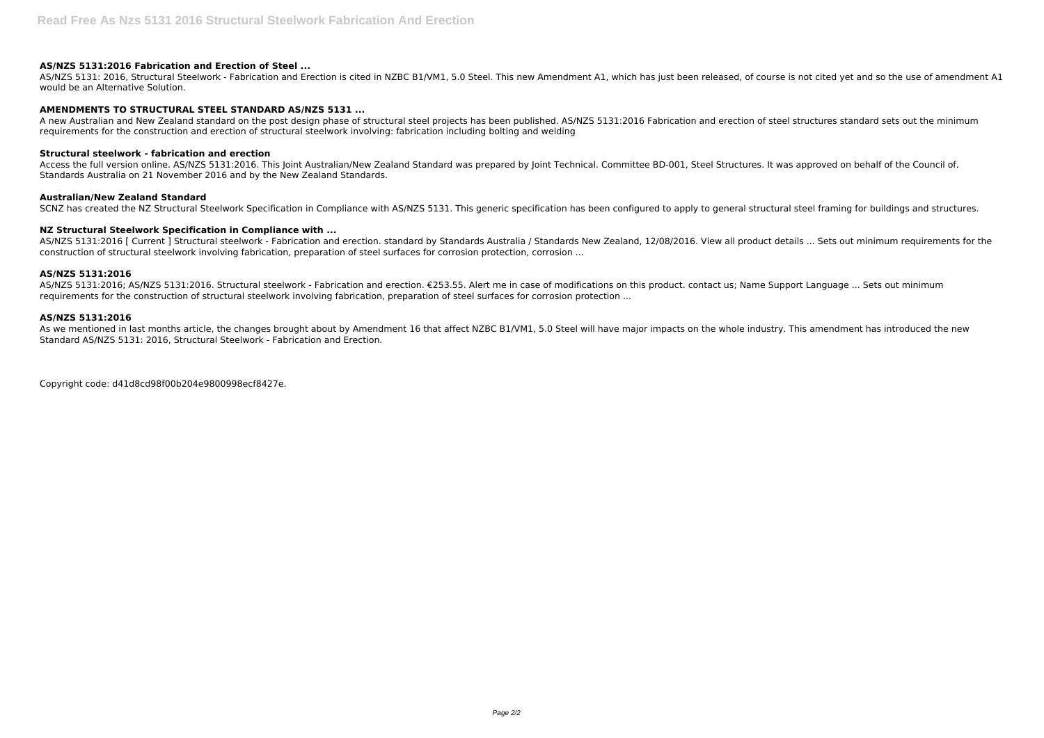### AS/NZS 5131:2016 Fabrication and Erection of Steel ...

AS/NZS 5131: 2016, Structural Steelwork - Fabrication and Erection is cited in NZBC B1/VM1, 5.0 Steel. This new Amendment A1, which has just been released, of course is not cited yet and so the use of amendment A1 would be an Alternative Solution.

### AMENDMENTS TO STRUCTURAL STEEL STANDARD AS/NZS 5131 ...

A new Australian and New Zealand standard on the post design phase of structural steel projects has been published. AS/NZS 5131:2016 Fabrication and erection of steel structures standard sets out the minimum requirements for the construction and erection of structural steelwork involving: fabrication including bolting and welding

### Structural steelwork - fabrication and erection

Access the full version online. AS/NZS 5131:2016. This Joint Australian/New Zealand Standard was prepared by Joint Technical. Committee BD-001, Steel Structures. It was approved on behalf of the Council of. Standards Australia on 21 November 2016 and by the New Zealand Standards.

### Australian/New Zealand Standard

SCNZ has created the NZ Structural Steelwork Specification in Compliance with AS/NZS 5131. This generic specification has been configured to apply to general structural steel framing for buildings and structures.

### NZ Structural Steelwork Specification in Compliance with ...

AS/NZS 5131:2016 [ Current ] Structural steelwork - Fabrication and erection. standard by Standards Australia / Standards New Zealand, 12/08/2016. View all product details ... Sets out minimum requirements for the construction of structural steelwork involving fabrication, preparation of steel surfaces for corrosion protection, corrosion ...

### AS/NZS 5131:2016

AS/NZS 5131:2016; AS/NZS 5131:2016. Structural steelwork - Fabrication and erection. €253.55. Alert me in case of modifications on this product. contact us; Name Support Language ... Sets out minimum requirements for the construction of structural steelwork involving fabrication, preparation of steel surfaces for corrosion protection ...

### AS/NZS 5131:2016

As we mentioned in last months article, the changes brought about by Amendment 16 that affect NZBC B1/VM1, 5.0 Steel will have major impacts on the whole industry. This amendment has introduced the new Standard AS/NZS 5131: 2016, Structural Steelwork - Fabrication and Erection.

Copyright code: d41d8cd98f00b204e9800998ecf8427e.